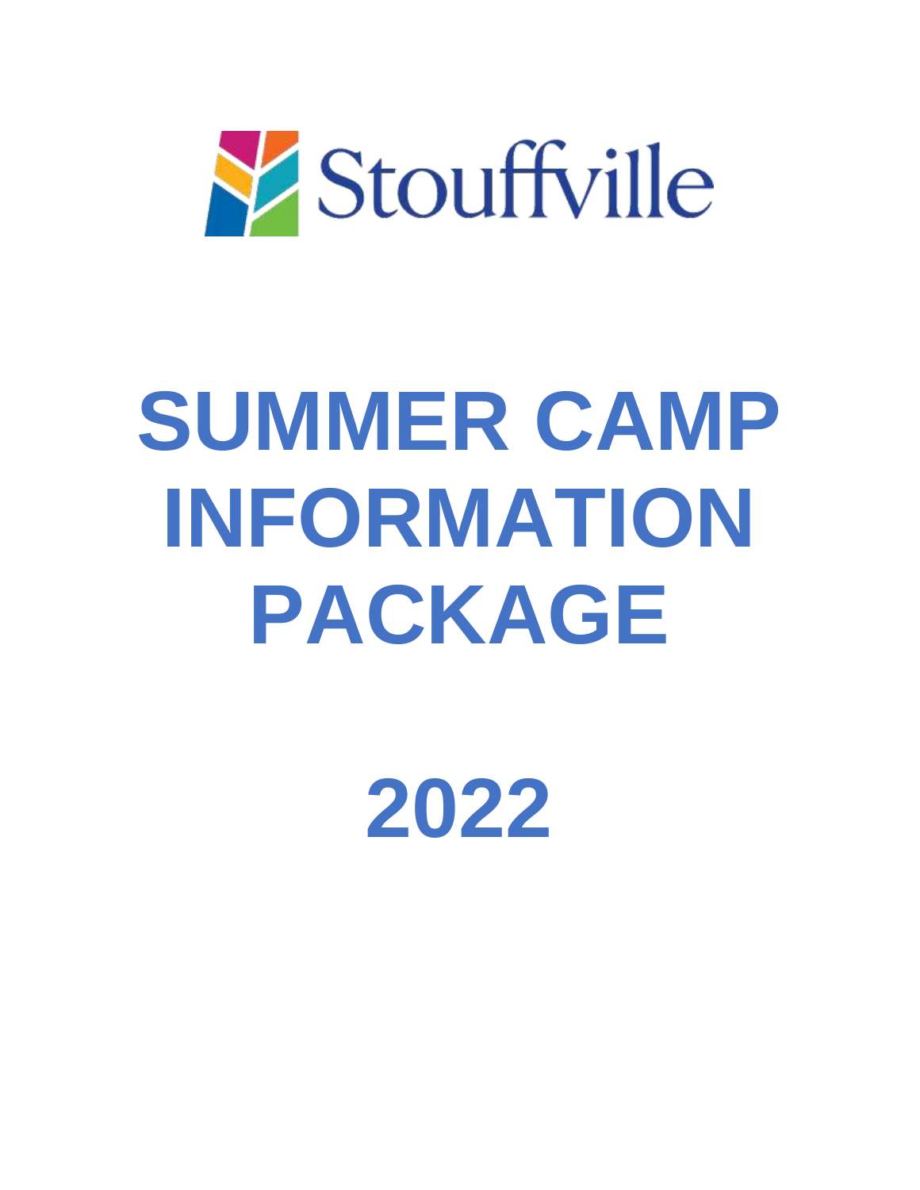Stouffville

# SUMMER CAMP INFORMATION PACKAGE

# 2022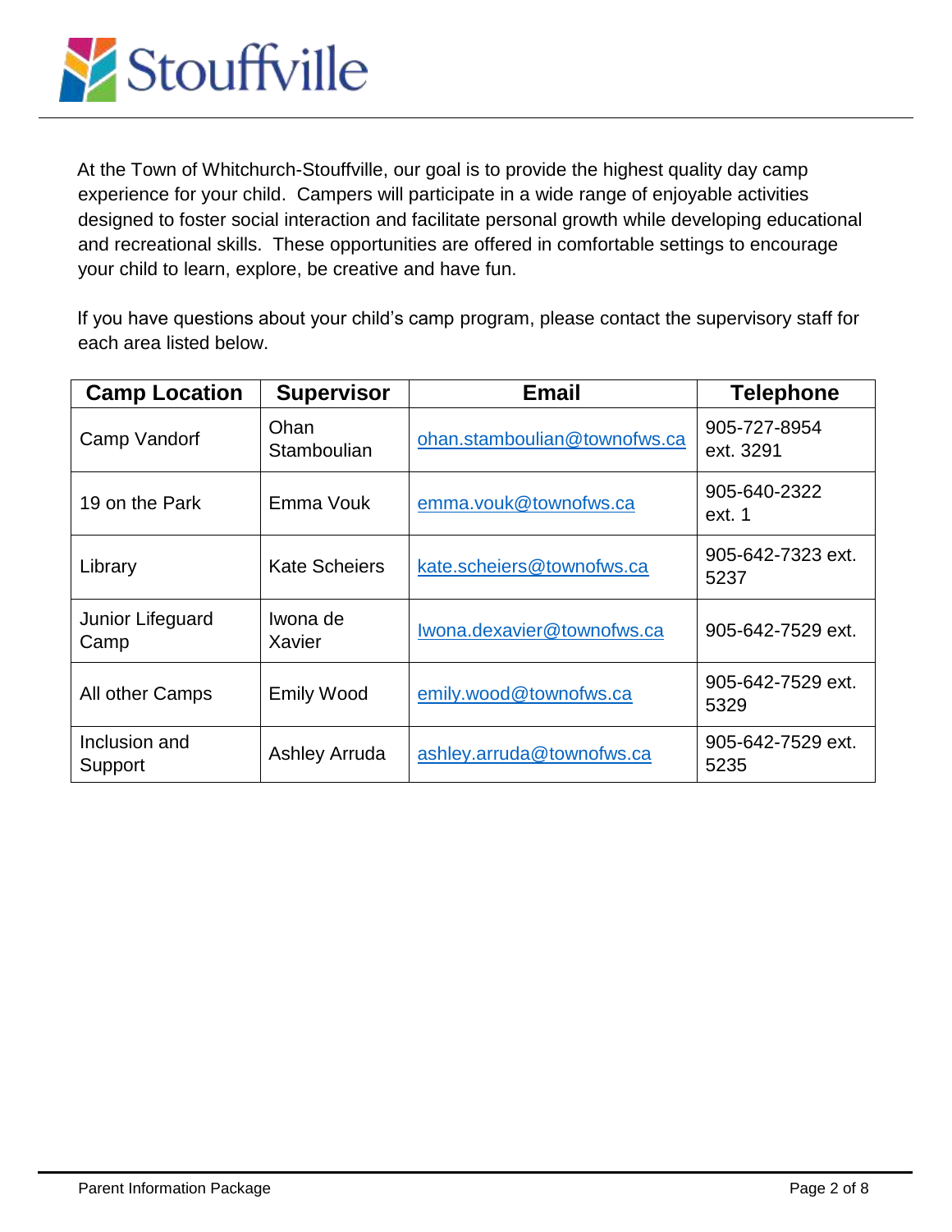At the Town of Whitchurch-Stouffville, our goal is to provide the highest quality day camp experience for your child. Campers will participate in a wide range of enjoyable activities designed to foster social interaction and facilitate personal growth while developing educational and recreational skills. These opportunities are offered in comfortable settings to encourage your child to learn, explore, be creative and have fun.

If you have questions about your child's camp program, please contact the supervisory staff for each area listed below.

| Camp Location | Supervisor | Email | Telephone |
| --- | --- | --- | --- |
| Camp Vandorf | Ohan Stamboulian | ohan.stamboulian@townofws.ca | 905-727-8954 ext. 3291 |
| 19 on the Park | Emma Vouk | emma.vouk@townofws.ca | 905-640-2322 ext. 1 |
| Library | Kate Scheiers | kate.scheiers@townofws.ca | 905-642-7323 ext. 5237 |
| Junior Lifeguard Camp | Iwona de Xavier | Iwona.dexavier@townofws.ca | 905-642-7529 ext. |
| All other Camps | Emily Wood | emily.wood@townofws.ca | 905-642-7529 ext. 5329 |
| Inclusion and Support | Ashley Arruda | ashley.arruda@townofws.ca | 905-642-7529 ext. 5235 |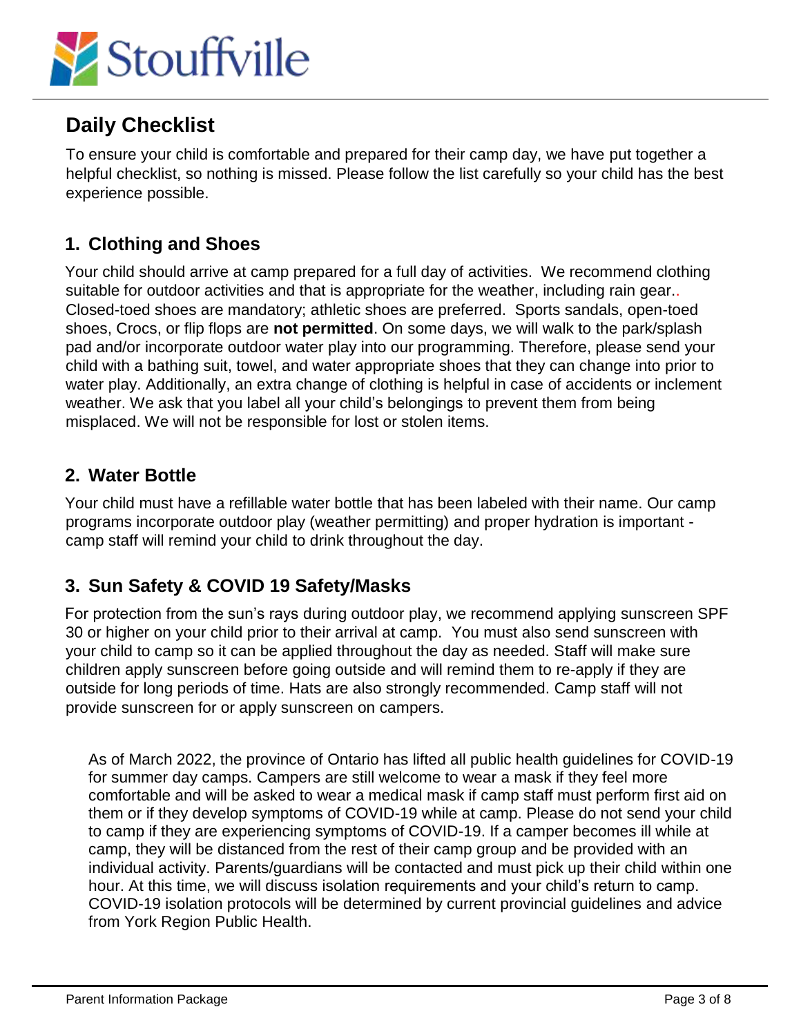## Daily Checklist

To ensure your child is comfortable and prepared for their camp day, we have put together a helpful checklist, so nothing is missed. Please follow the list carefully so your child has the best experience possible.

### 1. Clothing and Shoes

Your child should arrive at camp prepared for a full day of activities. We recommend clothing suitable for outdoor activities and that is appropriate for the weather, including rain gear.. Closed-toed shoes are mandatory; athletic shoes are preferred. Sports sandals, open-toed shoes, Crocs, or flip flops are **not permitted**. On some days, we will walk to the park/splash pad and/or incorporate outdoor water play into our programming. Therefore, please send your child with a bathing suit, towel, and water appropriate shoes that they can change into prior to water play. Additionally, an extra change of clothing is helpful in case of accidents or inclement weather. We ask that you label all your child's belongings to prevent them from being misplaced. We will not be responsible for lost or stolen items.

### 2. Water Bottle

Your child must have a refillable water bottle that has been labeled with their name. Our camp programs incorporate outdoor play (weather permitting) and proper hydration is important - camp staff will remind your child to drink throughout the day.

### 3. Sun Safety & COVID 19 Safety/Masks

For protection from the sun's rays during outdoor play, we recommend applying sunscreen SPF 30 or higher on your child prior to their arrival at camp. You must also send sunscreen with your child to camp so it can be applied throughout the day as needed. Staff will make sure children apply sunscreen before going outside and will remind them to re-apply if they are outside for long periods of time. Hats are also strongly recommended. Camp staff will not provide sunscreen for or apply sunscreen on campers.

As of March 2022, the province of Ontario has lifted all public health guidelines for COVID-19 for summer day camps. Campers are still welcome to wear a mask if they feel more comfortable and will be asked to wear a medical mask if camp staff must perform first aid on them or if they develop symptoms of COVID-19 while at camp. Please do not send your child to camp if they are experiencing symptoms of COVID-19. If a camper becomes ill while at camp, they will be distanced from the rest of their camp group and be provided with an individual activity. Parents/guardians will be contacted and must pick up their child within one hour. At this time, we will discuss isolation requirements and your child's return to camp. COVID-19 isolation protocols will be determined by current provincial guidelines and advice from York Region Public Health.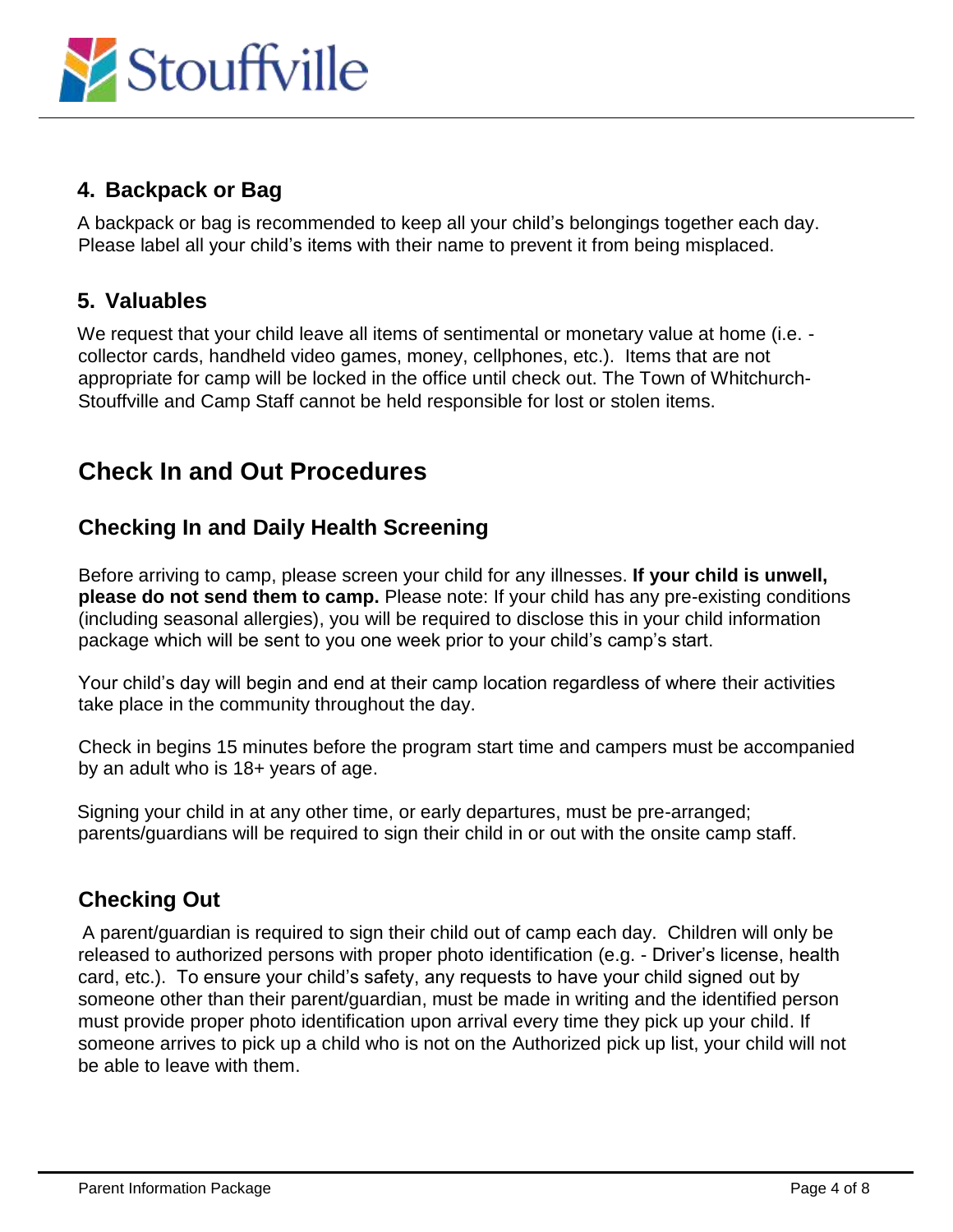### 4. Backpack or Bag

A backpack or bag is recommended to keep all your child's belongings together each day. Please label all your child's items with their name to prevent it from being misplaced.

### 5. Valuables

We request that your child leave all items of sentimental or monetary value at home (i.e. - collector cards, handheld video games, money, cellphones, etc.). Items that are not appropriate for camp will be locked in the office until check out. The Town of Whitchurch-Stouffville and Camp Staff cannot be held responsible for lost or stolen items.

## Check In and Out Procedures

### Checking In and Daily Health Screening

Before arriving to camp, please screen your child for any illnesses. **If your child is unwell, please do not send them to camp.** Please note: If your child has any pre-existing conditions (including seasonal allergies), you will be required to disclose this in your child information package which will be sent to you one week prior to your child's camp's start.

Your child's day will begin and end at their camp location regardless of where their activities take place in the community throughout the day.

Check in begins 15 minutes before the program start time and campers must be accompanied by an adult who is 18+ years of age.

Signing your child in at any other time, or early departures, must be pre-arranged; parents/guardians will be required to sign their child in or out with the onsite camp staff.

### Checking Out

A parent/guardian is required to sign their child out of camp each day. Children will only be released to authorized persons with proper photo identification (e.g. - Driver's license, health card, etc.). To ensure your child's safety, any requests to have your child signed out by someone other than their parent/guardian, must be made in writing and the identified person must provide proper photo identification upon arrival every time they pick up your child. If someone arrives to pick up a child who is not on the Authorized pick up list, your child will not be able to leave with them.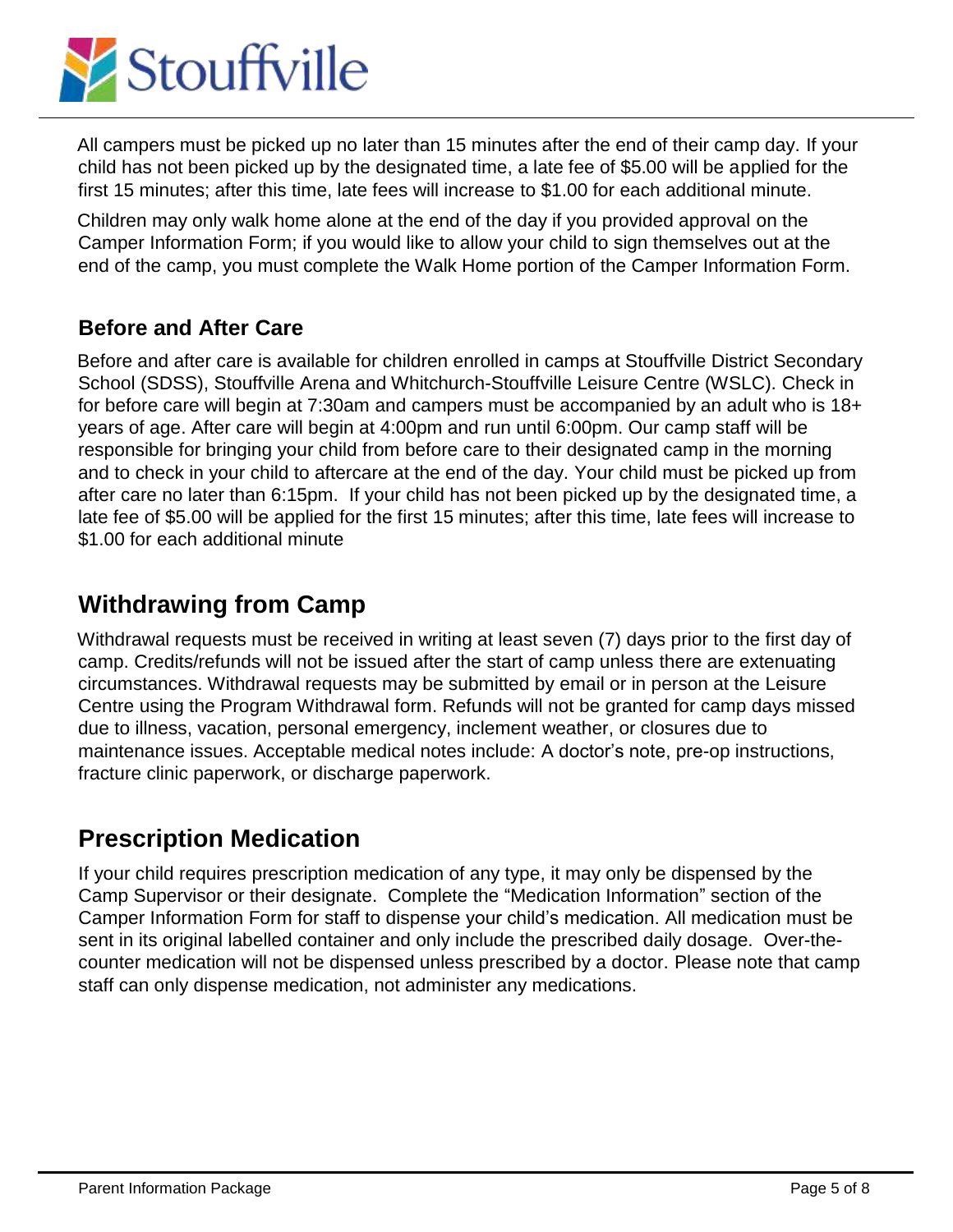All campers must be picked up no later than 15 minutes after the end of their camp day. If your child has not been picked up by the designated time, a late fee of $5.00 will be applied for the first 15 minutes; after this time, late fees will increase to $1.00 for each additional minute.

Children may only walk home alone at the end of the day if you provided approval on the Camper Information Form; if you would like to allow your child to sign themselves out at the end of the camp, you must complete the Walk Home portion of the Camper Information Form.

### Before and After Care

Before and after care is available for children enrolled in camps at Stouffville District Secondary School (SDSS), Stouffville Arena and Whitchurch-Stouffville Leisure Centre (WSLC). Check in for before care will begin at 7:30am and campers must be accompanied by an adult who is 18+ years of age. After care will begin at 4:00pm and run until 6:00pm. Our camp staff will be responsible for bringing your child from before care to their designated camp in the morning and to check in your child to aftercare at the end of the day. Your child must be picked up from after care no later than 6:15pm. If your child has not been picked up by the designated time, a late fee of $5.00 will be applied for the first 15 minutes; after this time, late fees will increase to $1.00 for each additional minute

## Withdrawing from Camp

Withdrawal requests must be received in writing at least seven (7) days prior to the first day of camp. Credits/refunds will not be issued after the start of camp unless there are extenuating circumstances. Withdrawal requests may be submitted by email or in person at the Leisure Centre using the Program Withdrawal form. Refunds will not be granted for camp days missed due to illness, vacation, personal emergency, inclement weather, or closures due to maintenance issues. Acceptable medical notes include: A doctor's note, pre-op instructions, fracture clinic paperwork, or discharge paperwork.

## Prescription Medication

If your child requires prescription medication of any type, it may only be dispensed by the Camp Supervisor or their designate. Complete the "Medication Information" section of the Camper Information Form for staff to dispense your child's medication. All medication must be sent in its original labelled container and only include the prescribed daily dosage. Over-the-counter medication will not be dispensed unless prescribed by a doctor. Please note that camp staff can only dispense medication, not administer any medications.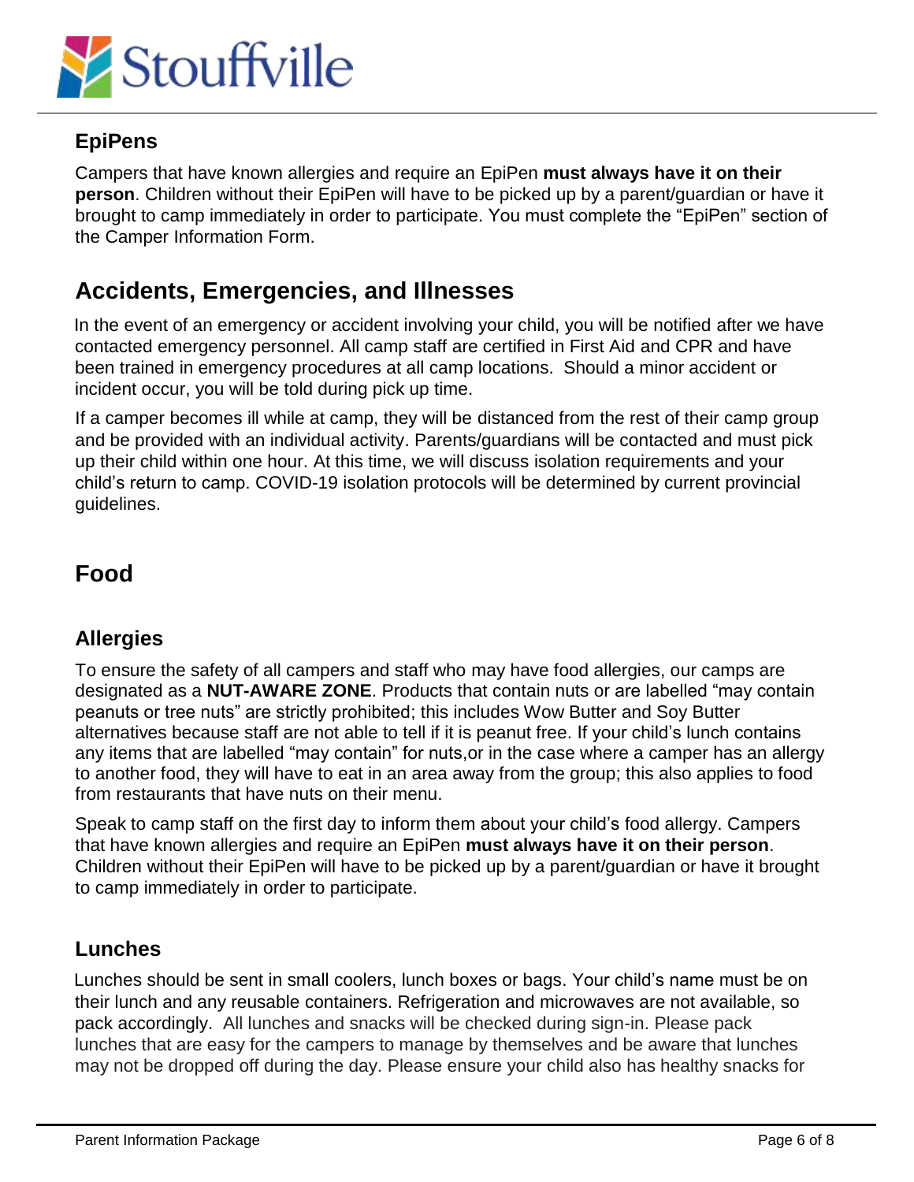### EpiPens

Campers that have known allergies and require an EpiPen **must always have it on their person**. Children without their EpiPen will have to be picked up by a parent/guardian or have it brought to camp immediately in order to participate. You must complete the “EpiPen” section of the Camper Information Form.

## Accidents, Emergencies, and Illnesses

In the event of an emergency or accident involving your child, you will be notified after we have contacted emergency personnel. All camp staff are certified in First Aid and CPR and have been trained in emergency procedures at all camp locations. Should a minor accident or incident occur, you will be told during pick up time.

If a camper becomes ill while at camp, they will be distanced from the rest of their camp group and be provided with an individual activity. Parents/guardians will be contacted and must pick up their child within one hour. At this time, we will discuss isolation requirements and your child’s return to camp. COVID-19 isolation protocols will be determined by current provincial guidelines.

## Food

### Allergies

To ensure the safety of all campers and staff who may have food allergies, our camps are designated as a **NUT-AWARE ZONE**. Products that contain nuts or are labelled “may contain peanuts or tree nuts” are strictly prohibited; this includes Wow Butter and Soy Butter alternatives because staff are not able to tell if it is peanut free. If your child’s lunch contains any items that are labelled “may contain” for nuts,or in the case where a camper has an allergy to another food, they will have to eat in an area away from the group; this also applies to food from restaurants that have nuts on their menu.

Speak to camp staff on the first day to inform them about your child’s food allergy. Campers that have known allergies and require an EpiPen **must always have it on their person**. Children without their EpiPen will have to be picked up by a parent/guardian or have it brought to camp immediately in order to participate.

### Lunches

Lunches should be sent in small coolers, lunch boxes or bags. Your child’s name must be on their lunch and any reusable containers. Refrigeration and microwaves are not available, so pack accordingly. All lunches and snacks will be checked during sign-in. Please pack lunches that are easy for the campers to manage by themselves and be aware that lunches may not be dropped off during the day. Please ensure your child also has healthy snacks for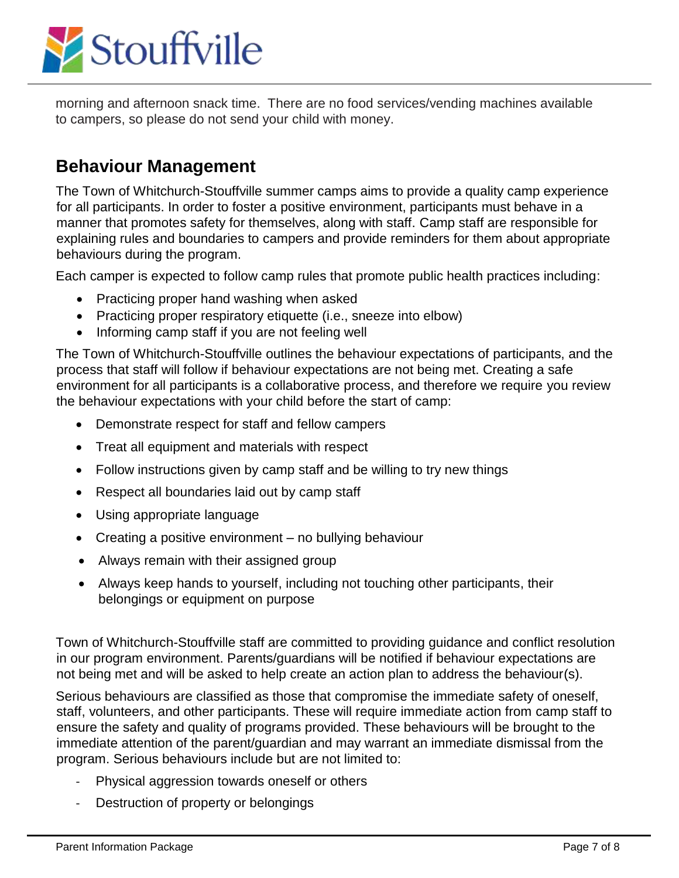morning and afternoon snack time. There are no food services/vending machines available to campers, so please do not send your child with money.

## Behaviour Management

The Town of Whitchurch-Stouffville summer camps aims to provide a quality camp experience for all participants. In order to foster a positive environment, participants must behave in a manner that promotes safety for themselves, along with staff. Camp staff are responsible for explaining rules and boundaries to campers and provide reminders for them about appropriate behaviours during the program.

Each camper is expected to follow camp rules that promote public health practices including:

- Practicing proper hand washing when asked
- Practicing proper respiratory etiquette (i.e., sneeze into elbow)
- Informing camp staff if you are not feeling well

The Town of Whitchurch-Stouffville outlines the behaviour expectations of participants, and the process that staff will follow if behaviour expectations are not being met. Creating a safe environment for all participants is a collaborative process, and therefore we require you review the behaviour expectations with your child before the start of camp:

- Demonstrate respect for staff and fellow campers
- Treat all equipment and materials with respect
- Follow instructions given by camp staff and be willing to try new things
- Respect all boundaries laid out by camp staff
- Using appropriate language
- Creating a positive environment – no bullying behaviour
- Always remain with their assigned group
- Always keep hands to yourself, including not touching other participants, their belongings or equipment on purpose

Town of Whitchurch-Stouffville staff are committed to providing guidance and conflict resolution in our program environment. Parents/guardians will be notified if behaviour expectations are not being met and will be asked to help create an action plan to address the behaviour(s).

Serious behaviours are classified as those that compromise the immediate safety of oneself, staff, volunteers, and other participants. These will require immediate action from camp staff to ensure the safety and quality of programs provided. These behaviours will be brought to the immediate attention of the parent/guardian and may warrant an immediate dismissal from the program. Serious behaviours include but are not limited to:

- Physical aggression towards oneself or others
- Destruction of property or belongings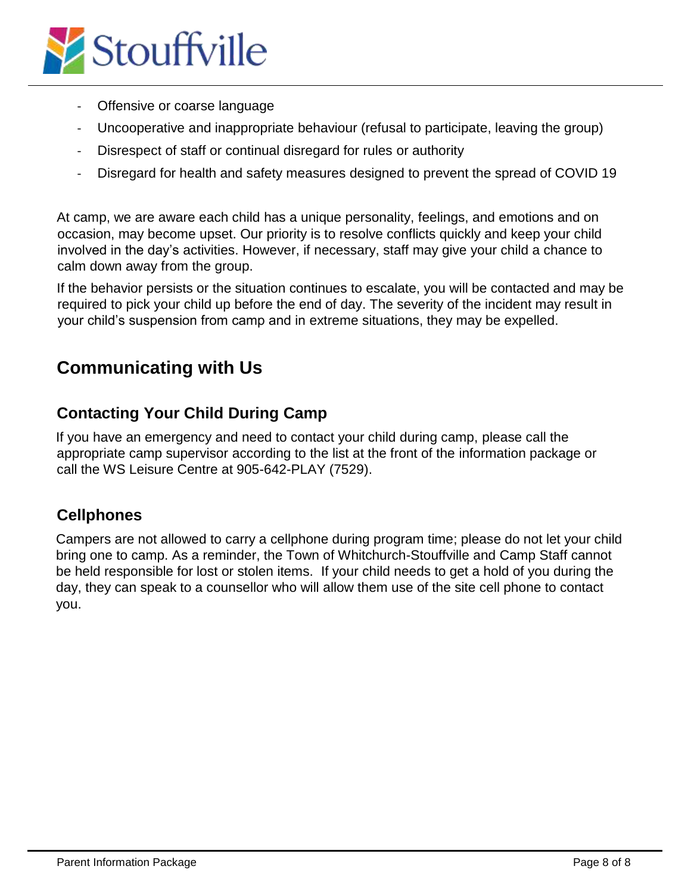- Offensive or coarse language
- Uncooperative and inappropriate behaviour (refusal to participate, leaving the group)
- Disrespect of staff or continual disregard for rules or authority
- Disregard for health and safety measures designed to prevent the spread of COVID 19

At camp, we are aware each child has a unique personality, feelings, and emotions and on occasion, may become upset. Our priority is to resolve conflicts quickly and keep your child involved in the day's activities. However, if necessary, staff may give your child a chance to calm down away from the group.

If the behavior persists or the situation continues to escalate, you will be contacted and may be required to pick your child up before the end of day. The severity of the incident may result in your child's suspension from camp and in extreme situations, they may be expelled.

## Communicating with Us

### Contacting Your Child During Camp

If you have an emergency and need to contact your child during camp, please call the appropriate camp supervisor according to the list at the front of the information package or call the WS Leisure Centre at 905-642-PLAY (7529).

### Cellphones

Campers are not allowed to carry a cellphone during program time; please do not let your child bring one to camp. As a reminder, the Town of Whitchurch-Stouffville and Camp Staff cannot be held responsible for lost or stolen items. If your child needs to get a hold of you during the day, they can speak to a counsellor who will allow them use of the site cell phone to contact you.